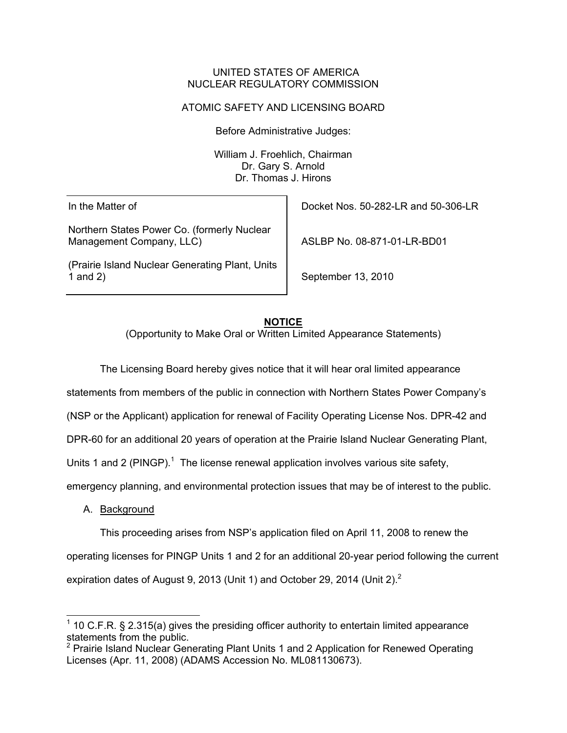UNITED STATES OF AMERICA
NUCLEAR REGULATORY COMMISSION

ATOMIC SAFETY AND LICENSING BOARD

Before Administrative Judges:

William J. Froehlich, Chairman
Dr. Gary S. Arnold
Dr. Thomas J. Hirons

| | |
|---|---|
| In the Matter of | Docket Nos. 50-282-LR and 50-306-LR |
| Northern States Power Co. (formerly Nuclear Management Company, LLC) | ASLBP No. 08-871-01-LR-BD01 |
| (Prairie Island Nuclear Generating Plant, Units 1 and 2) | September 13, 2010 |

## NOTICE

(Opportunity to Make Oral or Written Limited Appearance Statements)

The Licensing Board hereby gives notice that it will hear oral limited appearance statements from members of the public in connection with Northern States Power Company's (NSP or the Applicant) application for renewal of Facility Operating License Nos. DPR-42 and DPR-60 for an additional 20 years of operation at the Prairie Island Nuclear Generating Plant, Units 1 and 2 (PINGP).[1] The license renewal application involves various site safety, emergency planning, and environmental protection issues that may be of interest to the public.

A. Background

This proceeding arises from NSP's application filed on April 11, 2008 to renew the operating licenses for PINGP Units 1 and 2 for an additional 20-year period following the current expiration dates of August 9, 2013 (Unit 1) and October 29, 2014 (Unit 2).[2]

---

[1] 10 C.F.R. § 2.315(a) gives the presiding officer authority to entertain limited appearance statements from the public.

[2] Prairie Island Nuclear Generating Plant Units 1 and 2 Application for Renewed Operating Licenses (Apr. 11, 2008) (ADAMS Accession No. ML081130673).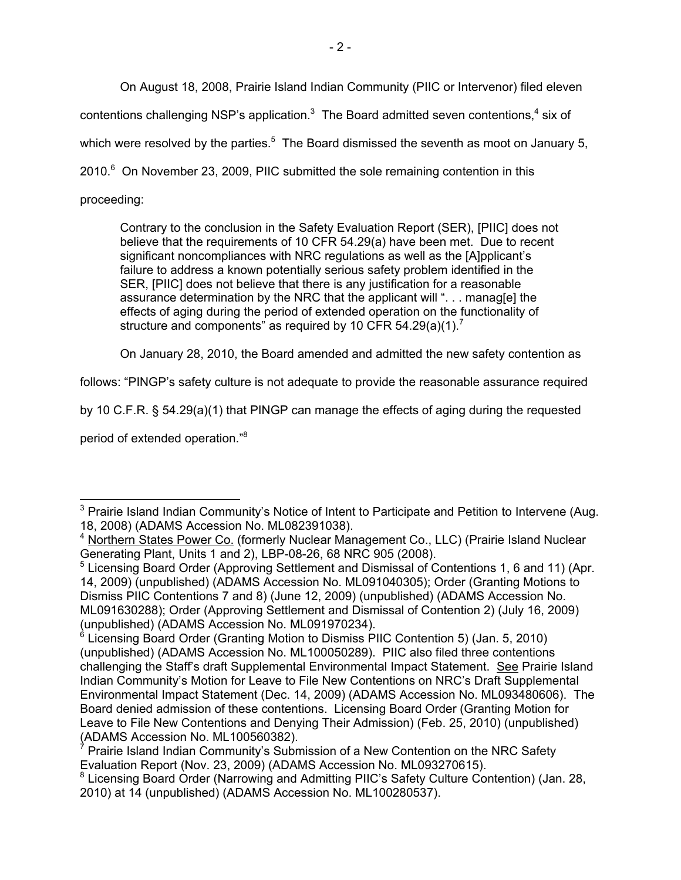On August 18, 2008, Prairie Island Indian Community (PIIC or Intervenor) filed eleven contentions challenging NSP's application.[3] The Board admitted seven contentions,[4] six of which were resolved by the parties.[5] The Board dismissed the seventh as moot on January 5, 2010.[6] On November 23, 2009, PIIC submitted the sole remaining contention in this proceeding:

> Contrary to the conclusion in the Safety Evaluation Report (SER), [PIIC] does not believe that the requirements of 10 CFR 54.29(a) have been met. Due to recent significant noncompliances with NRC regulations as well as the [A]pplicant's failure to address a known potentially serious safety problem identified in the SER, [PIIC] does not believe that there is any justification for a reasonable assurance determination by the NRC that the applicant will ". . . manag[e] the effects of aging during the period of extended operation on the functionality of structure and components" as required by 10 CFR 54.29(a)(1).[7]

On January 28, 2010, the Board amended and admitted the new safety contention as follows: "PINGP's safety culture is not adequate to provide the reasonable assurance required by 10 C.F.R. § 54.29(a)(1) that PINGP can manage the effects of aging during the requested period of extended operation."[8]

---

[3] Prairie Island Indian Community's Notice of Intent to Participate and Petition to Intervene (Aug. 18, 2008) (ADAMS Accession No. ML082391038).

[4] Northern States Power Co. (formerly Nuclear Management Co., LLC) (Prairie Island Nuclear Generating Plant, Units 1 and 2), LBP-08-26, 68 NRC 905 (2008).

[5] Licensing Board Order (Approving Settlement and Dismissal of Contentions 1, 6 and 11) (Apr. 14, 2009) (unpublished) (ADAMS Accession No. ML091040305); Order (Granting Motions to Dismiss PIIC Contentions 7 and 8) (June 12, 2009) (unpublished) (ADAMS Accession No. ML091630288); Order (Approving Settlement and Dismissal of Contention 2) (July 16, 2009) (unpublished) (ADAMS Accession No. ML091970234).

[6] Licensing Board Order (Granting Motion to Dismiss PIIC Contention 5) (Jan. 5, 2010) (unpublished) (ADAMS Accession No. ML100050289). PIIC also filed three contentions challenging the Staff's draft Supplemental Environmental Impact Statement. See Prairie Island Indian Community's Motion for Leave to File New Contentions on NRC's Draft Supplemental Environmental Impact Statement (Dec. 14, 2009) (ADAMS Accession No. ML093480606). The Board denied admission of these contentions. Licensing Board Order (Granting Motion for Leave to File New Contentions and Denying Their Admission) (Feb. 25, 2010) (unpublished) (ADAMS Accession No. ML100560382).

[7] Prairie Island Indian Community's Submission of a New Contention on the NRC Safety Evaluation Report (Nov. 23, 2009) (ADAMS Accession No. ML093270615).

[8] Licensing Board Order (Narrowing and Admitting PIIC's Safety Culture Contention) (Jan. 28, 2010) at 14 (unpublished) (ADAMS Accession No. ML100280537).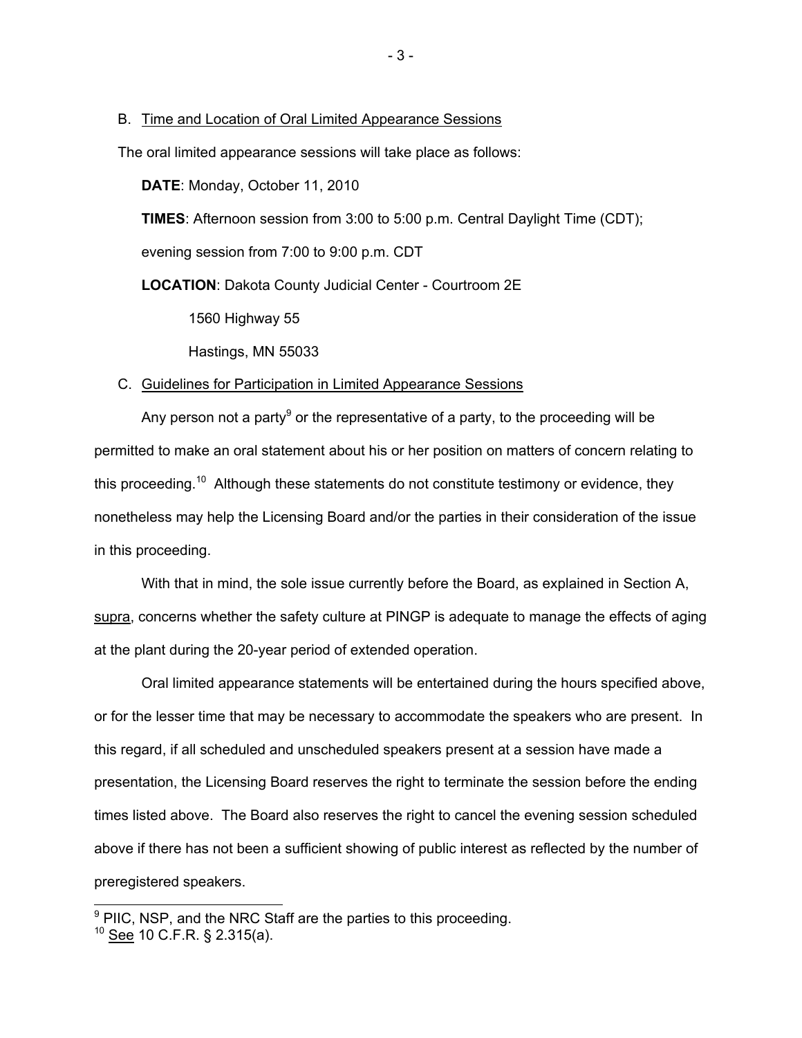B. Time and Location of Oral Limited Appearance Sessions

The oral limited appearance sessions will take place as follows:

**DATE**: Monday, October 11, 2010

**TIMES**: Afternoon session from 3:00 to 5:00 p.m. Central Daylight Time (CDT); evening session from 7:00 to 9:00 p.m. CDT

**LOCATION**: Dakota County Judicial Center - Courtroom 2E
1560 Highway 55
Hastings, MN 55033

C. Guidelines for Participation in Limited Appearance Sessions

Any person not a party[9] or the representative of a party, to the proceeding will be permitted to make an oral statement about his or her position on matters of concern relating to this proceeding.[10] Although these statements do not constitute testimony or evidence, they nonetheless may help the Licensing Board and/or the parties in their consideration of the issue in this proceeding.

With that in mind, the sole issue currently before the Board, as explained in Section A, supra, concerns whether the safety culture at PINGP is adequate to manage the effects of aging at the plant during the 20-year period of extended operation.

Oral limited appearance statements will be entertained during the hours specified above, or for the lesser time that may be necessary to accommodate the speakers who are present. In this regard, if all scheduled and unscheduled speakers present at a session have made a presentation, the Licensing Board reserves the right to terminate the session before the ending times listed above. The Board also reserves the right to cancel the evening session scheduled above if there has not been a sufficient showing of public interest as reflected by the number of preregistered speakers.

[9] PIIC, NSP, and the NRC Staff are the parties to this proceeding.
[10] See 10 C.F.R. § 2.315(a).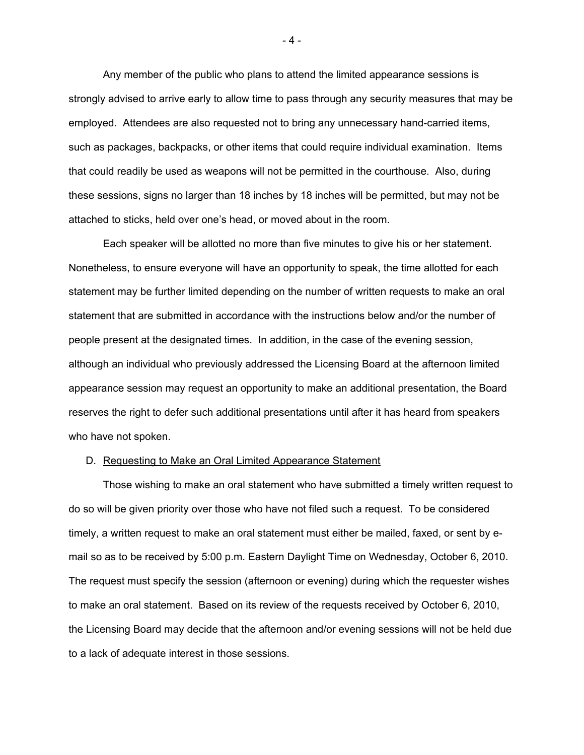Any member of the public who plans to attend the limited appearance sessions is strongly advised to arrive early to allow time to pass through any security measures that may be employed. Attendees are also requested not to bring any unnecessary hand-carried items, such as packages, backpacks, or other items that could require individual examination. Items that could readily be used as weapons will not be permitted in the courthouse. Also, during these sessions, signs no larger than 18 inches by 18 inches will be permitted, but may not be attached to sticks, held over one's head, or moved about in the room.

Each speaker will be allotted no more than five minutes to give his or her statement. Nonetheless, to ensure everyone will have an opportunity to speak, the time allotted for each statement may be further limited depending on the number of written requests to make an oral statement that are submitted in accordance with the instructions below and/or the number of people present at the designated times. In addition, in the case of the evening session, although an individual who previously addressed the Licensing Board at the afternoon limited appearance session may request an opportunity to make an additional presentation, the Board reserves the right to defer such additional presentations until after it has heard from speakers who have not spoken.

D. <u>Requesting to Make an Oral Limited Appearance Statement</u>

Those wishing to make an oral statement who have submitted a timely written request to do so will be given priority over those who have not filed such a request. To be considered timely, a written request to make an oral statement must either be mailed, faxed, or sent by e-mail so as to be received by 5:00 p.m. Eastern Daylight Time on Wednesday, October 6, 2010. The request must specify the session (afternoon or evening) during which the requester wishes to make an oral statement. Based on its review of the requests received by October 6, 2010, the Licensing Board may decide that the afternoon and/or evening sessions will not be held due to a lack of adequate interest in those sessions.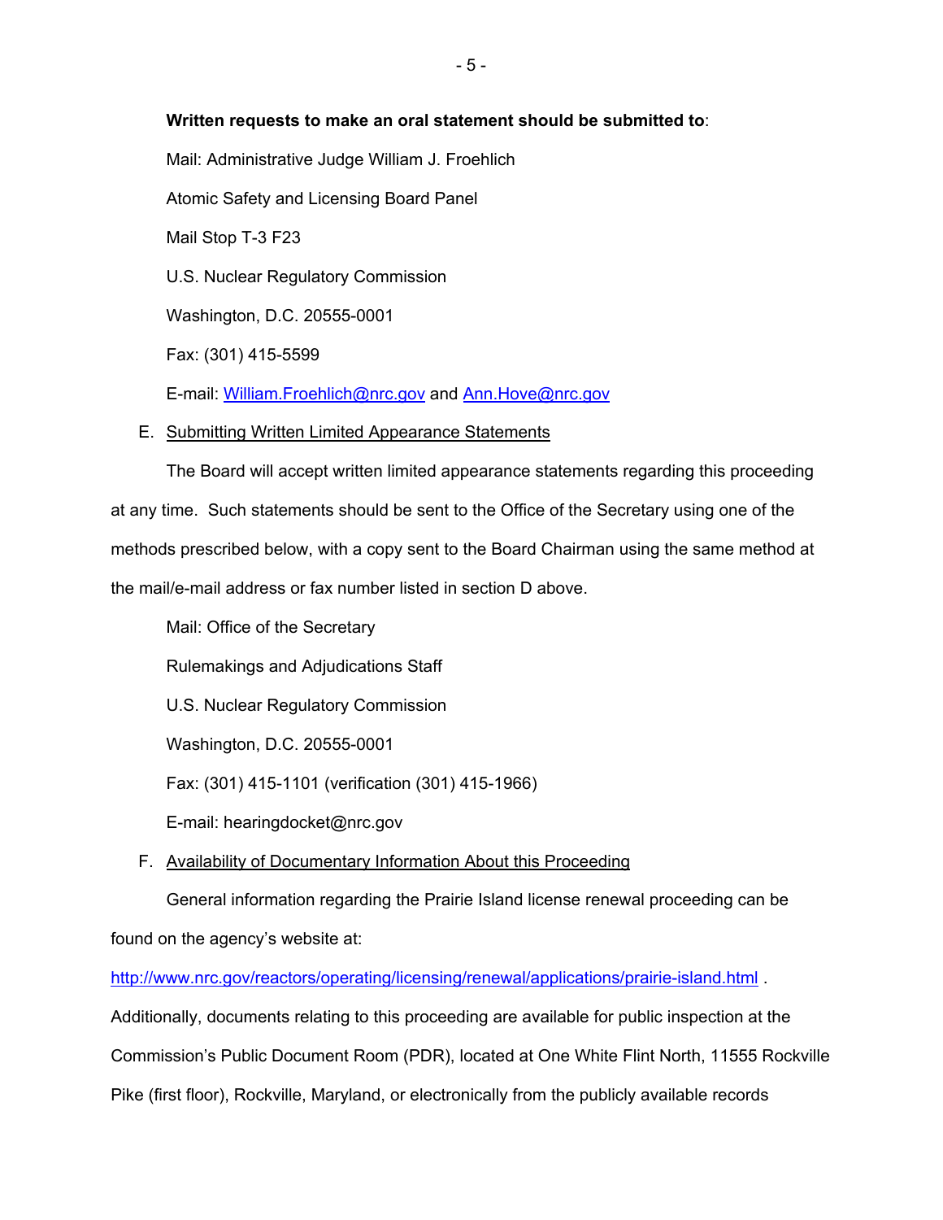**Written requests to make an oral statement should be submitted to**:

Mail: Administrative Judge William J. Froehlich

Atomic Safety and Licensing Board Panel

Mail Stop T-3 F23

U.S. Nuclear Regulatory Commission

Washington, D.C. 20555-0001

Fax: (301) 415-5599

E-mail: William.Froehlich@nrc.gov and Ann.Hove@nrc.gov

E. Submitting Written Limited Appearance Statements

The Board will accept written limited appearance statements regarding this proceeding at any time. Such statements should be sent to the Office of the Secretary using one of the methods prescribed below, with a copy sent to the Board Chairman using the same method at the mail/e-mail address or fax number listed in section D above.

Mail: Office of the Secretary

Rulemakings and Adjudications Staff

U.S. Nuclear Regulatory Commission

Washington, D.C. 20555-0001

Fax: (301) 415-1101 (verification (301) 415-1966)

E-mail: hearingdocket@nrc.gov

F. Availability of Documentary Information About this Proceeding

General information regarding the Prairie Island license renewal proceeding can be found on the agency's website at:

http://www.nrc.gov/reactors/operating/licensing/renewal/applications/prairie-island.html .

Additionally, documents relating to this proceeding are available for public inspection at the Commission's Public Document Room (PDR), located at One White Flint North, 11555 Rockville Pike (first floor), Rockville, Maryland, or electronically from the publicly available records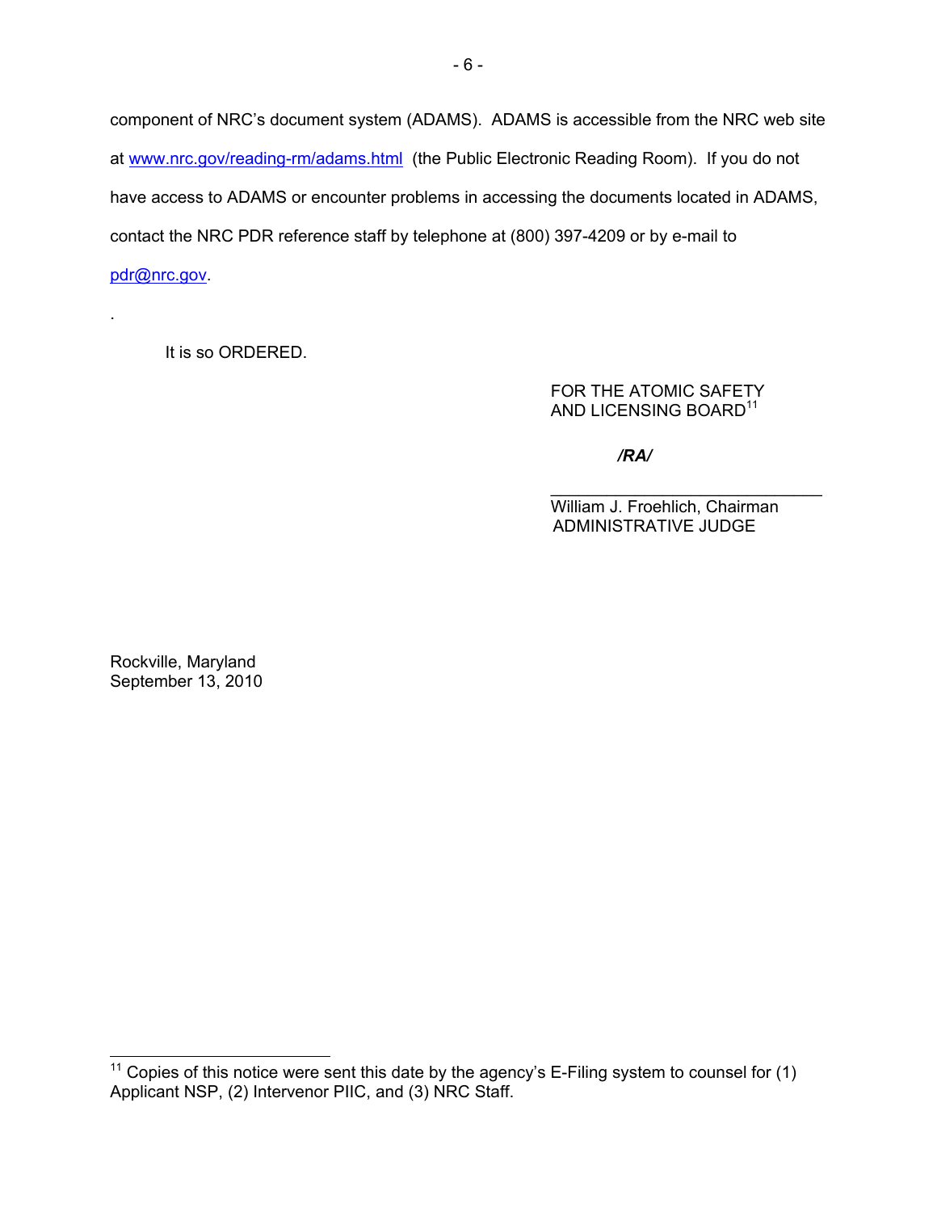component of NRC's document system (ADAMS). ADAMS is accessible from the NRC web site at www.nrc.gov/reading-rm/adams.html (the Public Electronic Reading Room). If you do not have access to ADAMS or encounter problems in accessing the documents located in ADAMS, contact the NRC PDR reference staff by telephone at (800) 397-4209 or by e-mail to pdr@nrc.gov.

.

It is so ORDERED.

FOR THE ATOMIC SAFETY
AND LICENSING BOARD[11]

***/RA/***

\_\_\_\_\_\_\_\_\_\_\_\_\_\_\_\_\_\_\_\_\_\_\_\_\_\_\_\_\_\_
William J. Froehlich, Chairman
ADMINISTRATIVE JUDGE

Rockville, Maryland
September 13, 2010

---

[11] Copies of this notice were sent this date by the agency's E-Filing system to counsel for (1) Applicant NSP, (2) Intervenor PIIC, and (3) NRC Staff.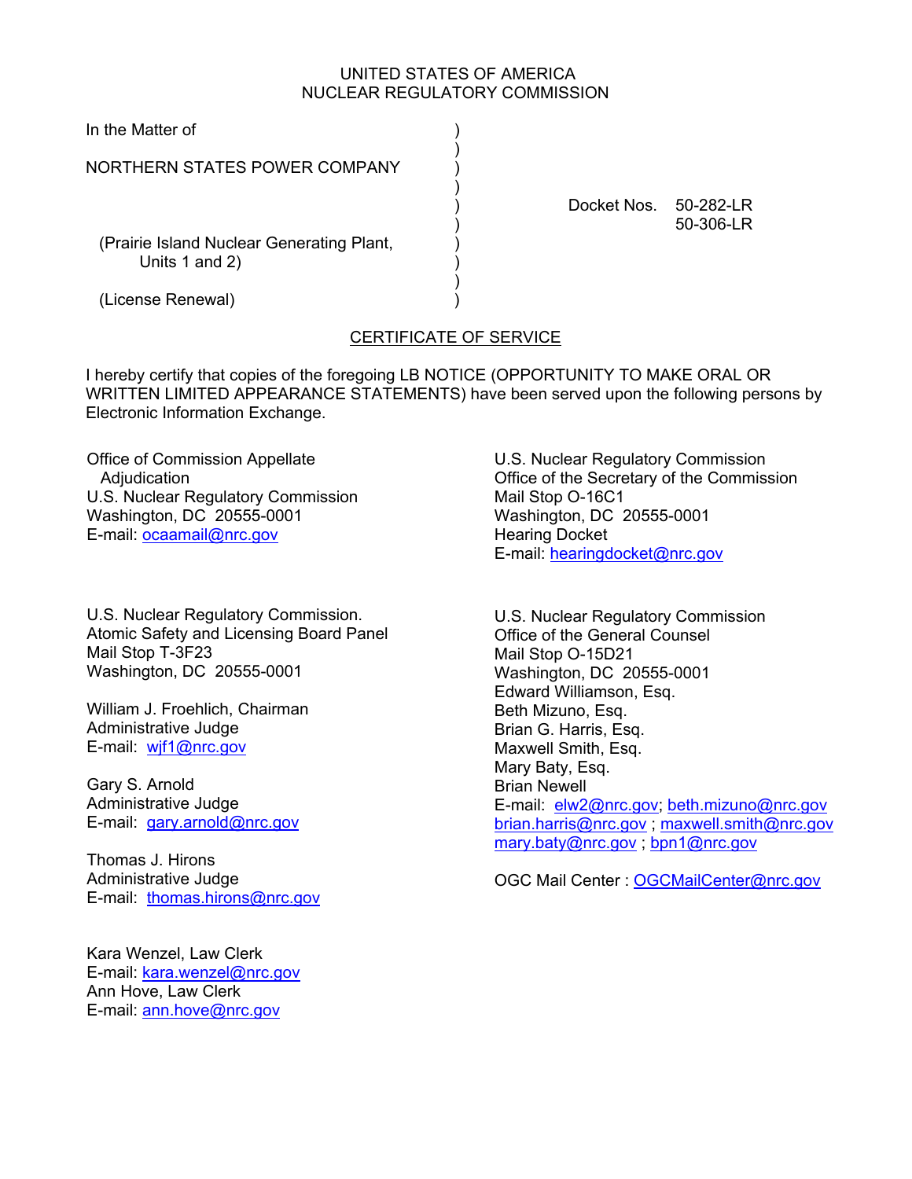UNITED STATES OF AMERICA
NUCLEAR REGULATORY COMMISSION

In the Matter of

NORTHERN STATES POWER COMPANY

(Prairie Island Nuclear Generating Plant, Units 1 and 2)

(License Renewal)

Docket Nos. 50-282-LR
50-306-LR

## CERTIFICATE OF SERVICE

I hereby certify that copies of the foregoing LB NOTICE (OPPORTUNITY TO MAKE ORAL OR WRITTEN LIMITED APPEARANCE STATEMENTS) have been served upon the following persons by Electronic Information Exchange.

Office of Commission Appellate Adjudication
U.S. Nuclear Regulatory Commission
Washington, DC 20555-0001
E-mail: ocaamail@nrc.gov

U.S. Nuclear Regulatory Commission
Office of the Secretary of the Commission
Mail Stop O-16C1
Washington, DC 20555-0001
Hearing Docket
E-mail: hearingdocket@nrc.gov

U.S. Nuclear Regulatory Commission.
Atomic Safety and Licensing Board Panel
Mail Stop T-3F23
Washington, DC 20555-0001

William J. Froehlich, Chairman
Administrative Judge
E-mail: wjf1@nrc.gov

Gary S. Arnold
Administrative Judge
E-mail: gary.arnold@nrc.gov

Thomas J. Hirons
Administrative Judge
E-mail: thomas.hirons@nrc.gov

Kara Wenzel, Law Clerk
E-mail: kara.wenzel@nrc.gov
Ann Hove, Law Clerk
E-mail: ann.hove@nrc.gov

U.S. Nuclear Regulatory Commission
Office of the General Counsel
Mail Stop O-15D21
Washington, DC 20555-0001
Edward Williamson, Esq.
Beth Mizuno, Esq.
Brian G. Harris, Esq.
Maxwell Smith, Esq.
Mary Baty, Esq.
Brian Newell
E-mail: elw2@nrc.gov; beth.mizuno@nrc.gov
brian.harris@nrc.gov ; maxwell.smith@nrc.gov
mary.baty@nrc.gov ; bpn1@nrc.gov

OGC Mail Center : OGCMailCenter@nrc.gov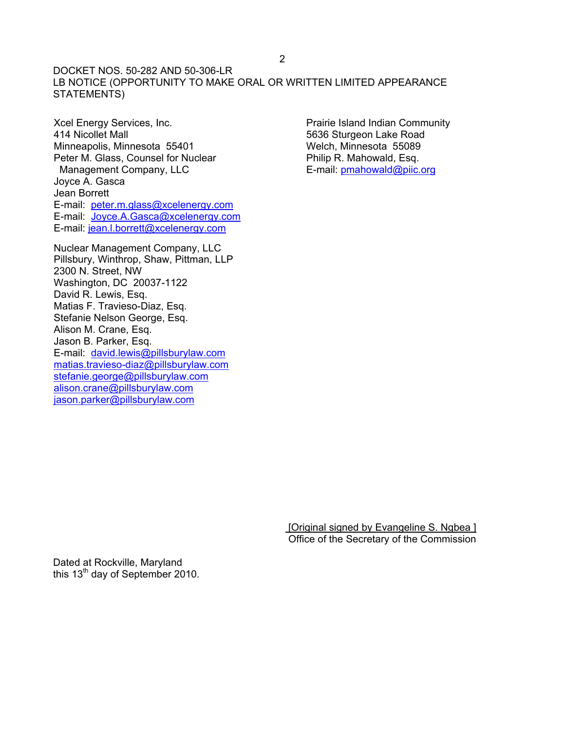DOCKET NOS. 50-282 AND 50-306-LR
LB NOTICE (OPPORTUNITY TO MAKE ORAL OR WRITTEN LIMITED APPEARANCE STATEMENTS)

Xcel Energy Services, Inc.
414 Nicollet Mall
Minneapolis, Minnesota 55401
Peter M. Glass, Counsel for Nuclear Management Company, LLC
Joyce A. Gasca
Jean Borrett
E-mail: peter.m.glass@xcelenergy.com
E-mail: Joyce.A.Gasca@xcelenergy.com
E-mail: jean.l.borrett@xcelenergy.com

Nuclear Management Company, LLC
Pillsbury, Winthrop, Shaw, Pittman, LLP
2300 N. Street, NW
Washington, DC 20037-1122
David R. Lewis, Esq.
Matias F. Travieso-Diaz, Esq.
Stefanie Nelson George, Esq.
Alison M. Crane, Esq.
Jason B. Parker, Esq.
E-mail: david.lewis@pillsburylaw.com
matias.travieso-diaz@pillsburylaw.com
stefanie.george@pillsburylaw.com
alison.crane@pillsburylaw.com
jason.parker@pillsburylaw.com

Prairie Island Indian Community
5636 Sturgeon Lake Road
Welch, Minnesota 55089
Philip R. Mahowald, Esq.
E-mail: pmahowald@piic.org

[Original signed by Evangeline S. Ngbea ]
Office of the Secretary of the Commission

Dated at Rockville, Maryland
this 13th day of September 2010.